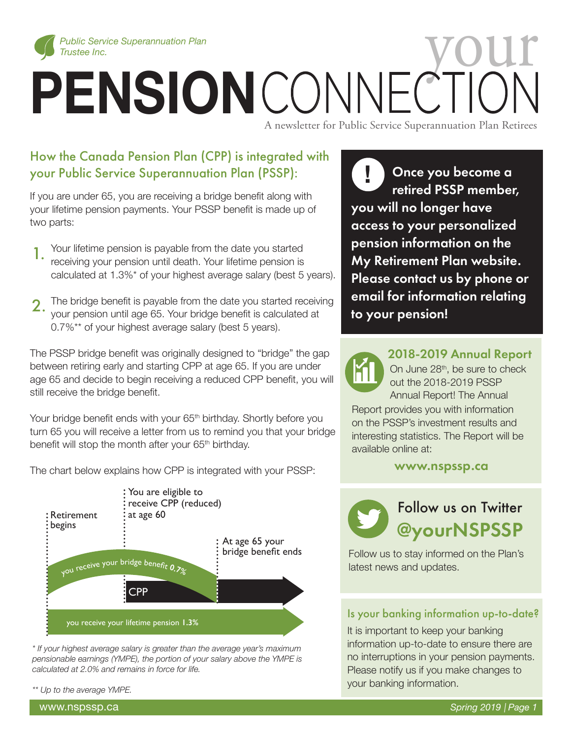Public Service Superannuation Plan Trustee Inc.

# your PENSION CONNECTION

A newsletter for Public Service Superannuation Plan Retirees

## How the Canada Pension Plan (CPP) is integrated with your Public Service Superannuation Plan (PSSP):

If you are under 65, you are receiving a bridge benefit along with your lifetime pension payments. Your PSSP benefit is made up of two parts:

1. Your lifetime pension is payable from the date you started receiving your pension until death. Your lifetime pension is calculated at 1.3%* of your highest average salary (best 5 years).
2. The bridge benefit is payable from the date you started receiving your pension until age 65. Your bridge benefit is calculated at 0.7%** of your highest average salary (best 5 years).

The PSSP bridge benefit was originally designed to "bridge" the gap between retiring early and starting CPP at age 65. If you are under age 65 and decide to begin receiving a reduced CPP benefit, you will still receive the bridge benefit.

Your bridge benefit ends with your 65th birthday. Shortly before you turn 65 you will receive a letter from us to remind you that your bridge benefit will stop the month after your 65th birthday.

The chart below explains how CPP is integrated with your PSSP:

Retirement begins | You are eligible to receive CPP (reduced) at age 60 | At age 65 your bridge benefit ends

you receive your bridge benefit **0.7%**

CPP

you receive your lifetime pension **1.3%**

*\* If your highest average salary is greater than the average year's maximum pensionable earnings (YMPE), the portion of your salary above the YMPE is calculated at 2.0% and remains in force for life.*

*\*\* Up to the average YMPE.*

**! Once you become a retired PSSP member, you will no longer have access to your personalized pension information on the My Retirement Plan website. Please contact us by phone or email for information relating to your pension!**

### 2018-2019 Annual Report

On June 28th, be sure to check out the 2018-2019 PSSP Annual Report! The Annual Report provides you with information on the PSSP's investment results and interesting statistics. The Report will be available online at:

**www.nspssp.ca**

### Follow us on Twitter @yourNSPSSP

Follow us to stay informed on the Plan's latest news and updates.

### Is your banking information up-to-date?

It is important to keep your banking information up-to-date to ensure there are no interruptions in your pension payments. Please notify us if you make changes to your banking information.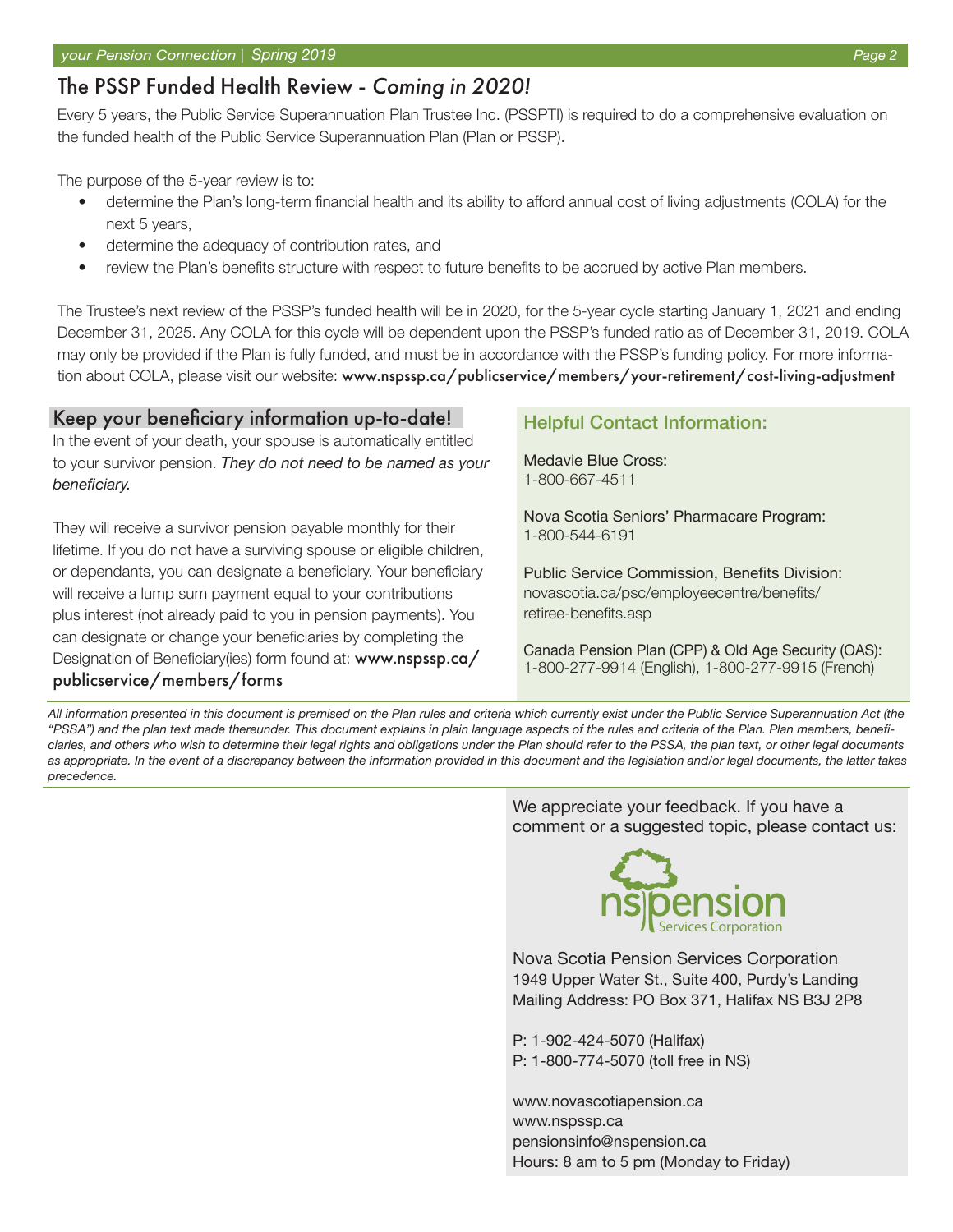## The PSSP Funded Health Review - *Coming in 2020!*

Every 5 years, the Public Service Superannuation Plan Trustee Inc. (PSSPTI) is required to do a comprehensive evaluation on the funded health of the Public Service Superannuation Plan (Plan or PSSP).

The purpose of the 5-year review is to:

- determine the Plan's long-term financial health and its ability to afford annual cost of living adjustments (COLA) for the next 5 years,
- determine the adequacy of contribution rates, and
- review the Plan's benefits structure with respect to future benefits to be accrued by active Plan members.

The Trustee's next review of the PSSP's funded health will be in 2020, for the 5-year cycle starting January 1, 2021 and ending December 31, 2025. Any COLA for this cycle will be dependent upon the PSSP's funded ratio as of December 31, 2019. COLA may only be provided if the Plan is fully funded, and must be in accordance with the PSSP's funding policy. For more information about COLA, please visit our website: **www.nspssp.ca/publicservice/members/your-retirement/cost-living-adjustment**

## Keep your beneficiary information up-to-date!

In the event of your death, your spouse is automatically entitled to your survivor pension. *They do not need to be named as your beneficiary.*

They will receive a survivor pension payable monthly for their lifetime. If you do not have a surviving spouse or eligible children, or dependants, you can designate a beneficiary. Your beneficiary will receive a lump sum payment equal to your contributions plus interest (not already paid to you in pension payments). You can designate or change your beneficiaries by completing the Designation of Beneficiary(ies) form found at: **www.nspssp.ca/publicservice/members/forms**

### Helpful Contact Information:

Medavie Blue Cross:
1-800-667-4511

Nova Scotia Seniors' Pharmacare Program:
1-800-544-6191

Public Service Commission, Benefits Division:
novascotia.ca/psc/employeecentre/benefits/retiree-benefits.asp

Canada Pension Plan (CPP) & Old Age Security (OAS):
1-800-277-9914 (English), 1-800-277-9915 (French)

*All information presented in this document is premised on the Plan rules and criteria which currently exist under the Public Service Superannuation Act (the "PSSA") and the plan text made thereunder. This document explains in plain language aspects of the rules and criteria of the Plan. Plan members, beneficiaries, and others who wish to determine their legal rights and obligations under the Plan should refer to the PSSA, the plan text, or other legal documents as appropriate. In the event of a discrepancy between the information provided in this document and the legislation and/or legal documents, the latter takes precedence.*

We appreciate your feedback. If you have a comment or a suggested topic, please contact us:

nspension Services Corporation

Nova Scotia Pension Services Corporation
1949 Upper Water St., Suite 400, Purdy's Landing
Mailing Address: PO Box 371, Halifax NS B3J 2P8

P: 1-902-424-5070 (Halifax)
P: 1-800-774-5070 (toll free in NS)

www.novascotiapension.ca
www.nspssp.ca
pensionsinfo@nspension.ca
Hours: 8 am to 5 pm (Monday to Friday)